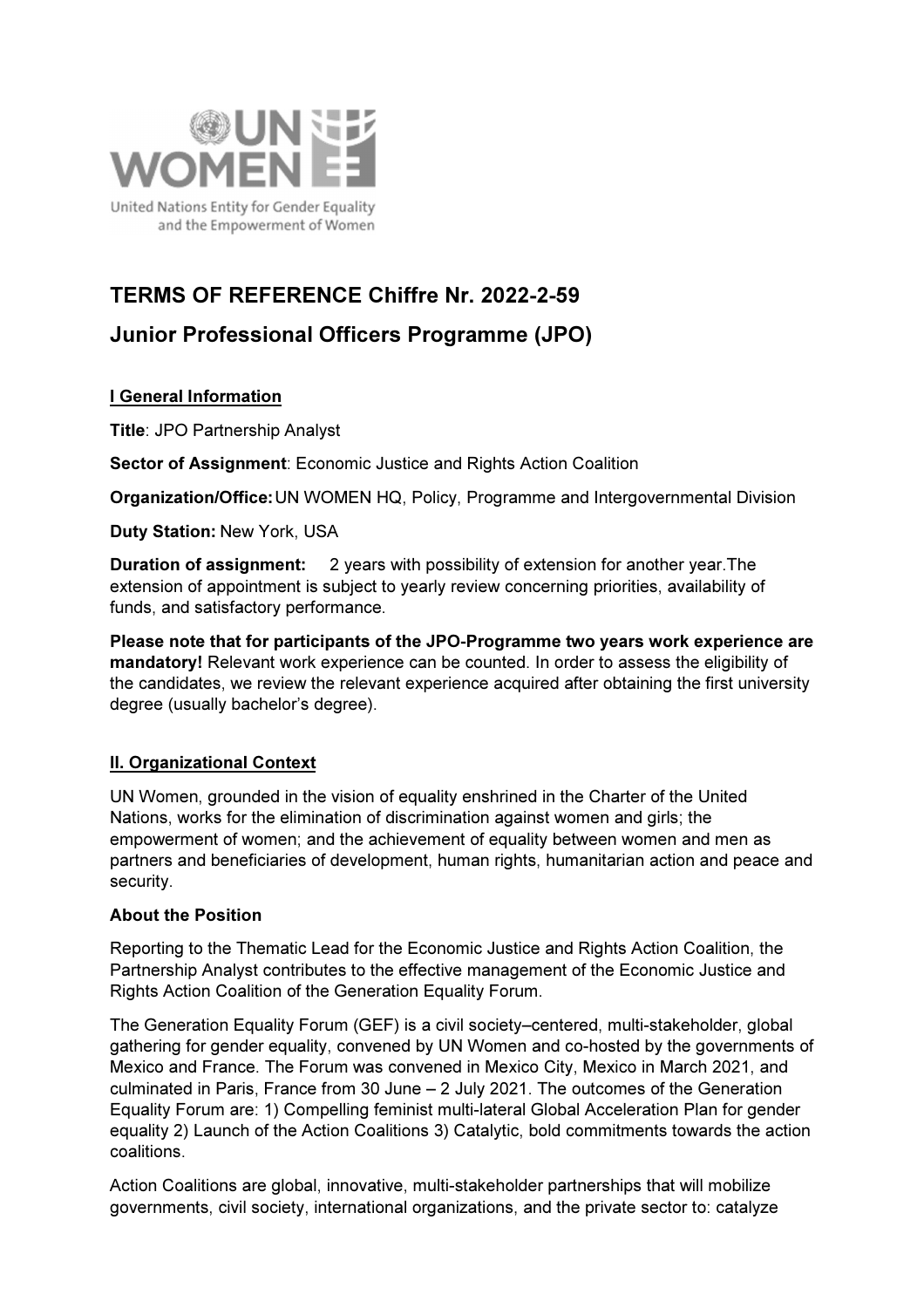UN WOMEN

United Nations Entity for Gender Equality and the Empowerment of Women

# TERMS OF REFERENCE Chiffre Nr. 2022-2-59

## Junior Professional Officers Programme (JPO)

### I General Information

**Title**: JPO Partnership Analyst

**Sector of Assignment**: Economic Justice and Rights Action Coalition

**Organization/Office:** UN WOMEN HQ, Policy, Programme and Intergovernmental Division

**Duty Station:** New York, USA

**Duration of assignment:** 2 years with possibility of extension for another year.The extension of appointment is subject to yearly review concerning priorities, availability of funds, and satisfactory performance.

**Please note that for participants of the JPO-Programme two years work experience are mandatory!** Relevant work experience can be counted. In order to assess the eligibility of the candidates, we review the relevant experience acquired after obtaining the first university degree (usually bachelor's degree).

### II. Organizational Context

UN Women, grounded in the vision of equality enshrined in the Charter of the United Nations, works for the elimination of discrimination against women and girls; the empowerment of women; and the achievement of equality between women and men as partners and beneficiaries of development, human rights, humanitarian action and peace and security.

**About the Position**

Reporting to the Thematic Lead for the Economic Justice and Rights Action Coalition, the Partnership Analyst contributes to the effective management of the Economic Justice and Rights Action Coalition of the Generation Equality Forum.

The Generation Equality Forum (GEF) is a civil society–centered, multi-stakeholder, global gathering for gender equality, convened by UN Women and co-hosted by the governments of Mexico and France. The Forum was convened in Mexico City, Mexico in March 2021, and culminated in Paris, France from 30 June – 2 July 2021. The outcomes of the Generation Equality Forum are: 1) Compelling feminist multi-lateral Global Acceleration Plan for gender equality 2) Launch of the Action Coalitions 3) Catalytic, bold commitments towards the action coalitions.

Action Coalitions are global, innovative, multi-stakeholder partnerships that will mobilize governments, civil society, international organizations, and the private sector to: catalyze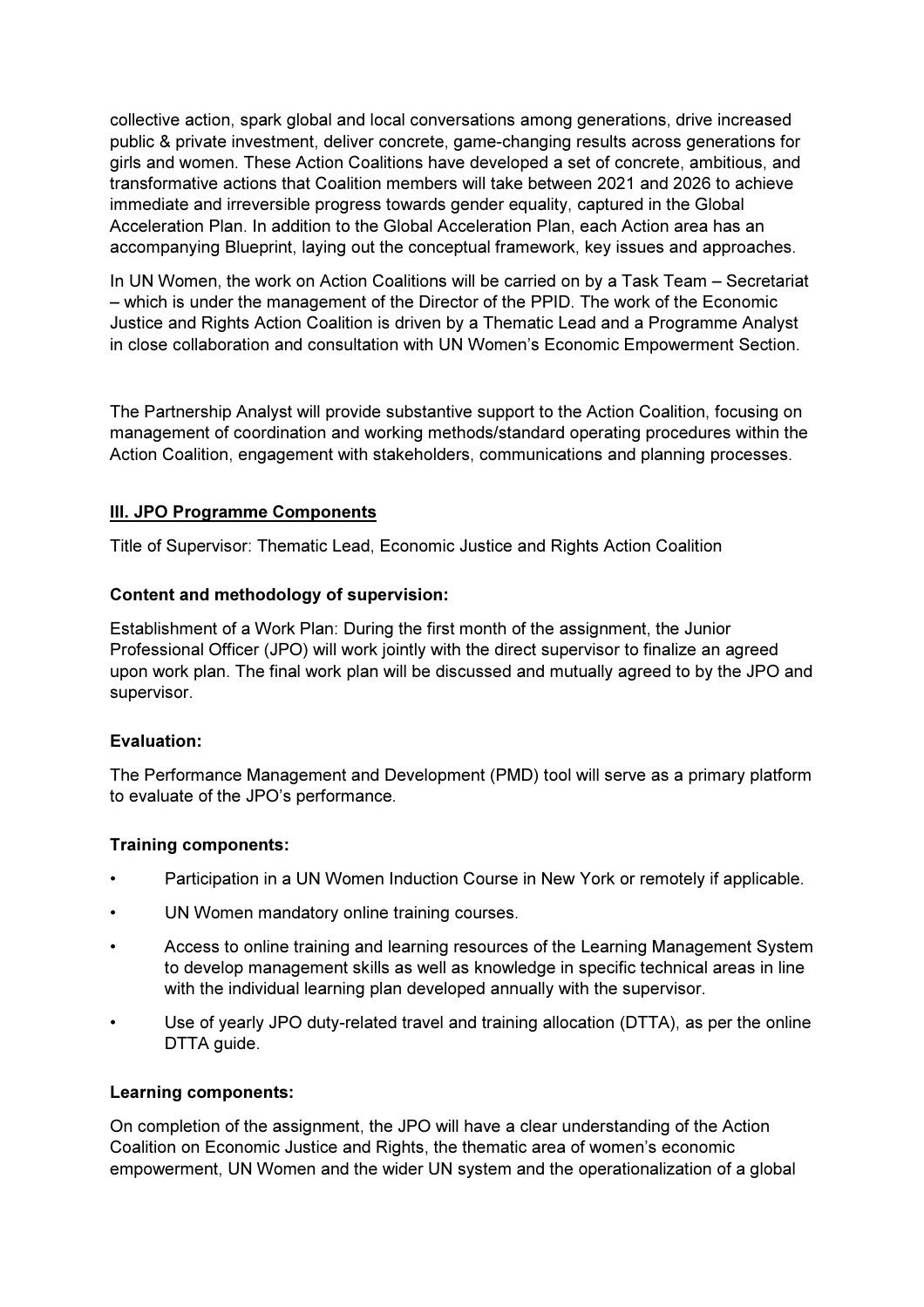collective action, spark global and local conversations among generations, drive increased public & private investment, deliver concrete, game-changing results across generations for girls and women. These Action Coalitions have developed a set of concrete, ambitious, and transformative actions that Coalition members will take between 2021 and 2026 to achieve immediate and irreversible progress towards gender equality, captured in the Global Acceleration Plan. In addition to the Global Acceleration Plan, each Action area has an accompanying Blueprint, laying out the conceptual framework, key issues and approaches.

In UN Women, the work on Action Coalitions will be carried on by a Task Team – Secretariat – which is under the management of the Director of the PPID. The work of the Economic Justice and Rights Action Coalition is driven by a Thematic Lead and a Programme Analyst in close collaboration and consultation with UN Women's Economic Empowerment Section.

The Partnership Analyst will provide substantive support to the Action Coalition, focusing on management of coordination and working methods/standard operating procedures within the Action Coalition, engagement with stakeholders, communications and planning processes.

## III. JPO Programme Components

Title of Supervisor: Thematic Lead, Economic Justice and Rights Action Coalition

**Content and methodology of supervision:**

Establishment of a Work Plan: During the first month of the assignment, the Junior Professional Officer (JPO) will work jointly with the direct supervisor to finalize an agreed upon work plan. The final work plan will be discussed and mutually agreed to by the JPO and supervisor.

**Evaluation:**

The Performance Management and Development (PMD) tool will serve as a primary platform to evaluate of the JPO's performance.

**Training components:**

- Participation in a UN Women Induction Course in New York or remotely if applicable.
- UN Women mandatory online training courses.
- Access to online training and learning resources of the Learning Management System to develop management skills as well as knowledge in specific technical areas in line with the individual learning plan developed annually with the supervisor.
- Use of yearly JPO duty-related travel and training allocation (DTTA), as per the online DTTA guide.

**Learning components:**

On completion of the assignment, the JPO will have a clear understanding of the Action Coalition on Economic Justice and Rights, the thematic area of women's economic empowerment, UN Women and the wider UN system and the operationalization of a global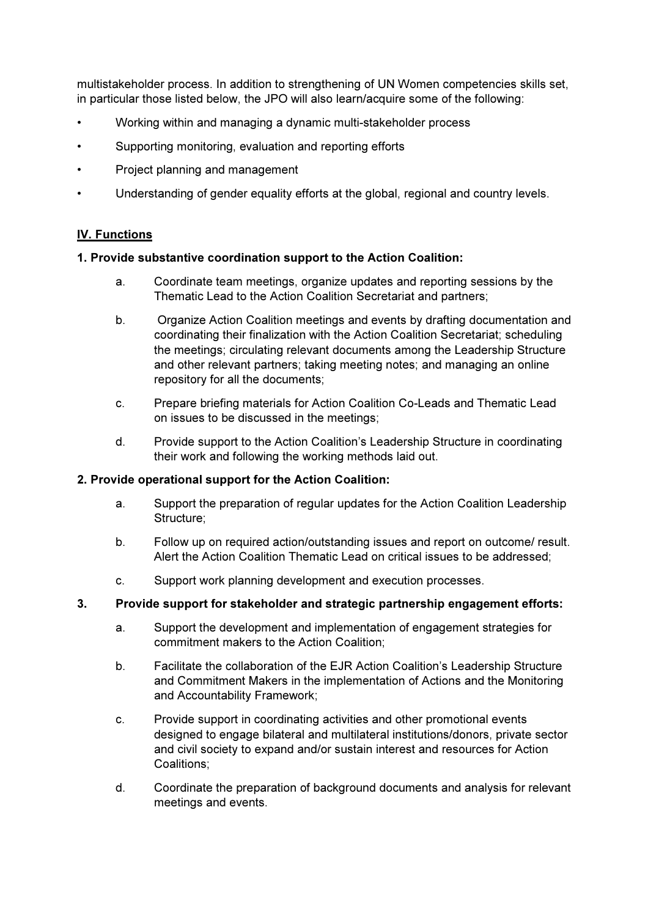multistakeholder process. In addition to strengthening of UN Women competencies skills set, in particular those listed below, the JPO will also learn/acquire some of the following:

- Working within and managing a dynamic multi-stakeholder process
- Supporting monitoring, evaluation and reporting efforts
- Project planning and management
- Understanding of gender equality efforts at the global, regional and country levels.

## IV. Functions

**1. Provide substantive coordination support to the Action Coalition:**

a. Coordinate team meetings, organize updates and reporting sessions by the Thematic Lead to the Action Coalition Secretariat and partners;

b. Organize Action Coalition meetings and events by drafting documentation and coordinating their finalization with the Action Coalition Secretariat; scheduling the meetings; circulating relevant documents among the Leadership Structure and other relevant partners; taking meeting notes; and managing an online repository for all the documents;

c. Prepare briefing materials for Action Coalition Co-Leads and Thematic Lead on issues to be discussed in the meetings;

d. Provide support to the Action Coalition's Leadership Structure in coordinating their work and following the working methods laid out.

**2. Provide operational support for the Action Coalition:**

a. Support the preparation of regular updates for the Action Coalition Leadership Structure;

b. Follow up on required action/outstanding issues and report on outcome/ result. Alert the Action Coalition Thematic Lead on critical issues to be addressed;

c. Support work planning development and execution processes.

**3. Provide support for stakeholder and strategic partnership engagement efforts:**

a. Support the development and implementation of engagement strategies for commitment makers to the Action Coalition;

b. Facilitate the collaboration of the EJR Action Coalition's Leadership Structure and Commitment Makers in the implementation of Actions and the Monitoring and Accountability Framework;

c. Provide support in coordinating activities and other promotional events designed to engage bilateral and multilateral institutions/donors, private sector and civil society to expand and/or sustain interest and resources for Action Coalitions;

d. Coordinate the preparation of background documents and analysis for relevant meetings and events.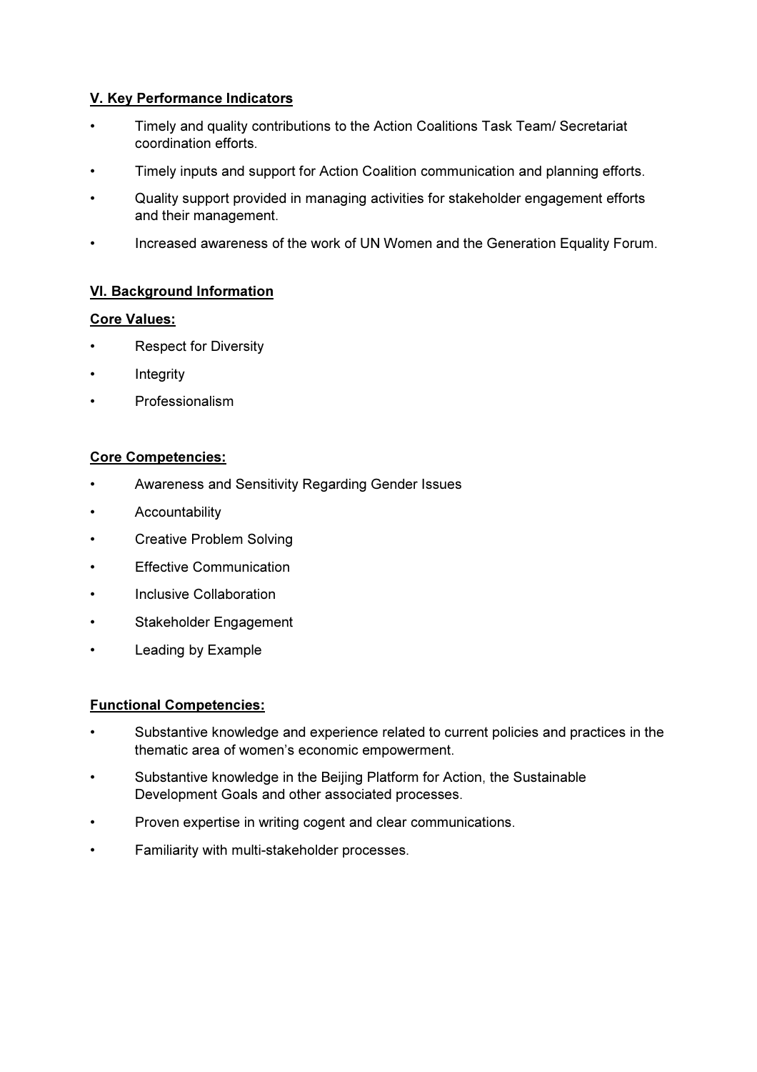## V. Key Performance Indicators

- Timely and quality contributions to the Action Coalitions Task Team/ Secretariat coordination efforts.
- Timely inputs and support for Action Coalition communication and planning efforts.
- Quality support provided in managing activities for stakeholder engagement efforts and their management.
- Increased awareness of the work of UN Women and the Generation Equality Forum.

## VI. Background Information

### Core Values:

- Respect for Diversity
- Integrity
- Professionalism

### Core Competencies:

- Awareness and Sensitivity Regarding Gender Issues
- Accountability
- Creative Problem Solving
- Effective Communication
- Inclusive Collaboration
- Stakeholder Engagement
- Leading by Example

### Functional Competencies:

- Substantive knowledge and experience related to current policies and practices in the thematic area of women's economic empowerment.
- Substantive knowledge in the Beijing Platform for Action, the Sustainable Development Goals and other associated processes.
- Proven expertise in writing cogent and clear communications.
- Familiarity with multi-stakeholder processes.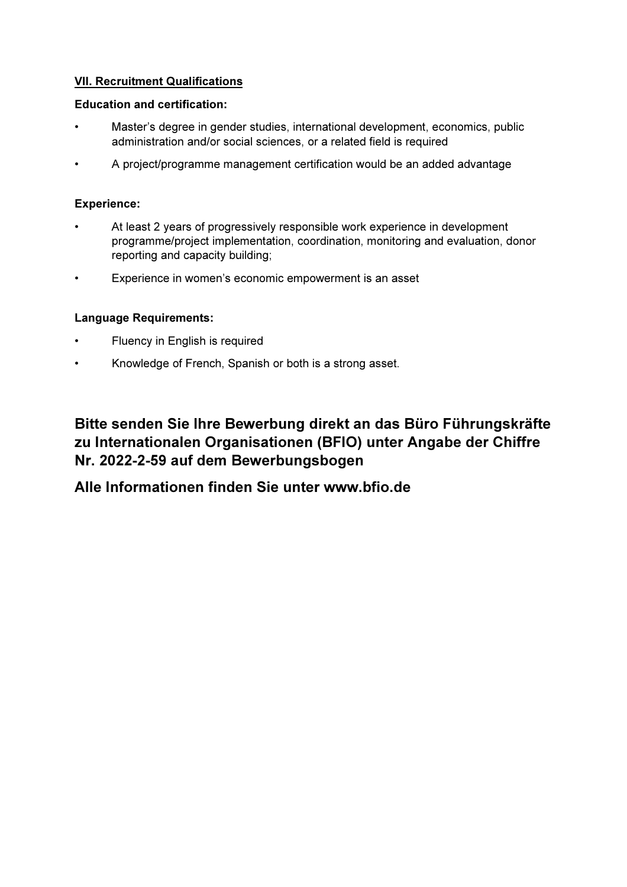## VII. Recruitment Qualifications

**Education and certification:**

- Master's degree in gender studies, international development, economics, public administration and/or social sciences, or a related field is required
- A project/programme management certification would be an added advantage

**Experience:**

- At least 2 years of progressively responsible work experience in development programme/project implementation, coordination, monitoring and evaluation, donor reporting and capacity building;
- Experience in women's economic empowerment is an asset

**Language Requirements:**

- Fluency in English is required
- Knowledge of French, Spanish or both is a strong asset.

## Bitte senden Sie Ihre Bewerbung direkt an das Büro Führungskräfte zu Internationalen Organisationen (BFIO) unter Angabe der Chiffre Nr. 2022-2-59 auf dem Bewerbungsbogen

## Alle Informationen finden Sie unter www.bfio.de